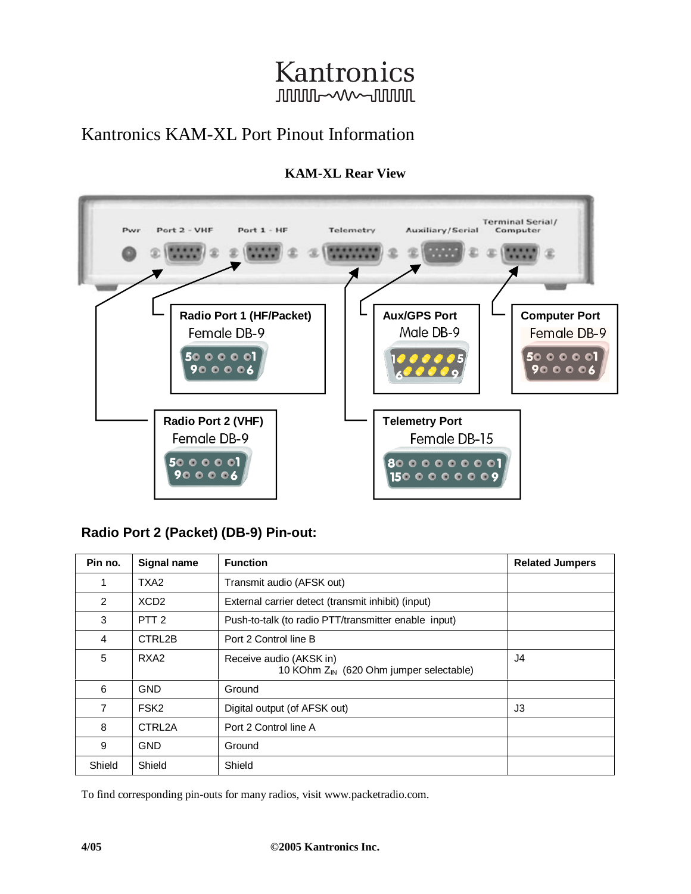Kantronics

# Kantronics KAM-XL Port Pinout Information

**KAM-XL Rear View**

Pwr | Port 2 - VHF | Port 1 - HF | Telemetry | Auxiliary/Serial | Terminal Serial/Computer

**Radio Port 1 (HF/Packet)**
Female DB-9

**Aux/GPS Port**
Male DB-9

**Computer Port**
Female DB-9

**Radio Port 2 (VHF)**
Female DB-9

**Telemetry Port**
Female DB-15

## Radio Port 2 (Packet) (DB-9) Pin-out:

| Pin no. | Signal name | Function | Related Jumpers |
|---|---|---|---|
| 1 | TXA2 | Transmit audio (AFSK out) | |
| 2 | XCD2 | External carrier detect (transmit inhibit) (input) | |
| 3 | PTT 2 | Push-to-talk (to radio PTT/transmitter enable input) | |
| 4 | CTRL2B | Port 2 Control line B | |
| 5 | RXA2 | Receive audio (AKSK in) 10 KOhm $Z_{IN}$ (620 Ohm jumper selectable) | J4 |
| 6 | GND | Ground | |
| 7 | FSK2 | Digital output (of AFSK out) | J3 |
| 8 | CTRL2A | Port 2 Control line A | |
| 9 | GND | Ground | |
| Shield | Shield | Shield | |

To find corresponding pin-outs for many radios, visit www.packetradio.com.

4/05 ©2005 Kantronics Inc.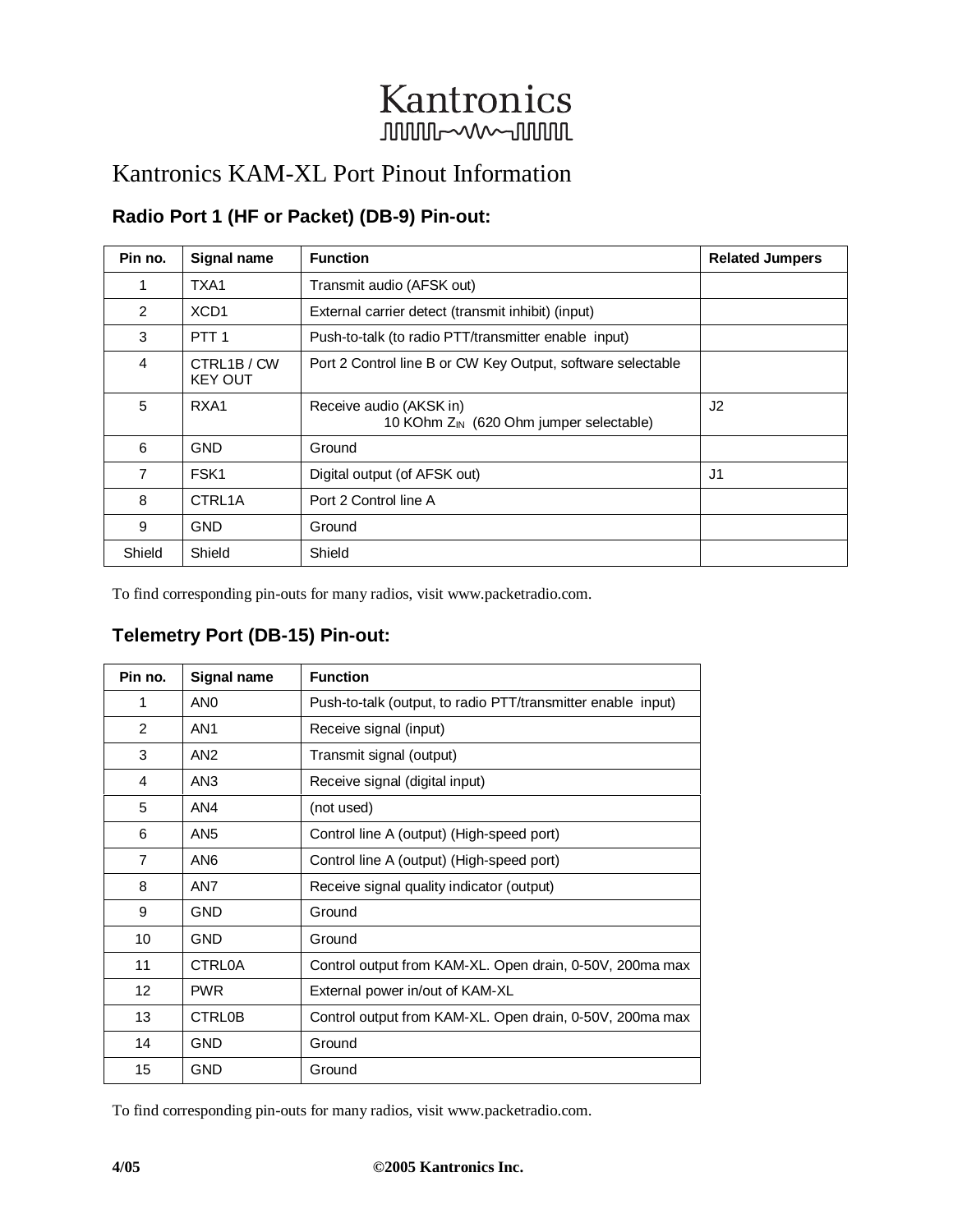# Kantronics

# Kantronics KAM-XL Port Pinout Information

## Radio Port 1 (HF or Packet) (DB-9) Pin-out:

| Pin no. | Signal name | Function | Related Jumpers |
|---|---|---|---|
| 1 | TXA1 | Transmit audio (AFSK out) | |
| 2 | XCD1 | External carrier detect (transmit inhibit) (input) | |
| 3 | PTT 1 | Push-to-talk (to radio PTT/transmitter enable input) | |
| 4 | CTRL1B / CW KEY OUT | Port 2 Control line B or CW Key Output, software selectable | |
| 5 | RXA1 | Receive audio (AKSK in) 10 KOhm $Z_{IN}$ (620 Ohm jumper selectable) | J2 |
| 6 | GND | Ground | |
| 7 | FSK1 | Digital output (of AFSK out) | J1 |
| 8 | CTRL1A | Port 2 Control line A | |
| 9 | GND | Ground | |
| Shield | Shield | Shield | |

To find corresponding pin-outs for many radios, visit www.packetradio.com.

## Telemetry Port (DB-15) Pin-out:

| Pin no. | Signal name | Function |
|---|---|---|
| 1 | AN0 | Push-to-talk (output, to radio PTT/transmitter enable input) |
| 2 | AN1 | Receive signal (input) |
| 3 | AN2 | Transmit signal (output) |
| 4 | AN3 | Receive signal (digital input) |
| 5 | AN4 | (not used) |
| 6 | AN5 | Control line A (output) (High-speed port) |
| 7 | AN6 | Control line A (output) (High-speed port) |
| 8 | AN7 | Receive signal quality indicator (output) |
| 9 | GND | Ground |
| 10 | GND | Ground |
| 11 | CTRL0A | Control output from KAM-XL. Open drain, 0-50V, 200ma max |
| 12 | PWR | External power in/out of KAM-XL |
| 13 | CTRL0B | Control output from KAM-XL. Open drain, 0-50V, 200ma max |
| 14 | GND | Ground |
| 15 | GND | Ground |

To find corresponding pin-outs for many radios, visit www.packetradio.com.

**4/05** **©2005 Kantronics Inc.**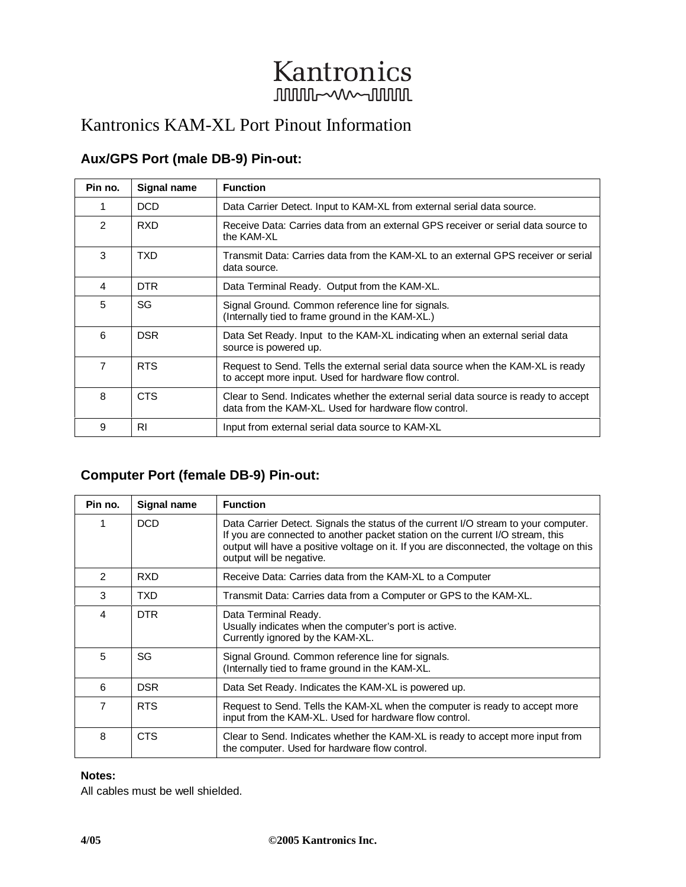Kantronics

# Kantronics KAM-XL Port Pinout Information

## Aux/GPS Port (male DB-9) Pin-out:

| Pin no. | Signal name | Function |
|---|---|---|
| 1 | DCD | Data Carrier Detect. Input to KAM-XL from external serial data source. |
| 2 | RXD | Receive Data: Carries data from an external GPS receiver or serial data source to the KAM-XL |
| 3 | TXD | Transmit Data: Carries data from the KAM-XL to an external GPS receiver or serial data source. |
| 4 | DTR | Data Terminal Ready. Output from the KAM-XL. |
| 5 | SG | Signal Ground. Common reference line for signals. (Internally tied to frame ground in the KAM-XL.) |
| 6 | DSR | Data Set Ready. Input to the KAM-XL indicating when an external serial data source is powered up. |
| 7 | RTS | Request to Send. Tells the external serial data source when the KAM-XL is ready to accept more input. Used for hardware flow control. |
| 8 | CTS | Clear to Send. Indicates whether the external serial data source is ready to accept data from the KAM-XL. Used for hardware flow control. |
| 9 | RI | Input from external serial data source to KAM-XL |

## Computer Port (female DB-9) Pin-out:

| Pin no. | Signal name | Function |
|---|---|---|
| 1 | DCD | Data Carrier Detect. Signals the status of the current I/O stream to your computer. If you are connected to another packet station on the current I/O stream, this output will have a positive voltage on it. If you are disconnected, the voltage on this output will be negative. |
| 2 | RXD | Receive Data: Carries data from the KAM-XL to a Computer |
| 3 | TXD | Transmit Data: Carries data from a Computer or GPS to the KAM-XL. |
| 4 | DTR | Data Terminal Ready. Usually indicates when the computer's port is active. Currently ignored by the KAM-XL. |
| 5 | SG | Signal Ground. Common reference line for signals. (Internally tied to frame ground in the KAM-XL. |
| 6 | DSR | Data Set Ready. Indicates the KAM-XL is powered up. |
| 7 | RTS | Request to Send. Tells the KAM-XL when the computer is ready to accept more input from the KAM-XL. Used for hardware flow control. |
| 8 | CTS | Clear to Send. Indicates whether the KAM-XL is ready to accept more input from the computer. Used for hardware flow control. |

**Notes:**

All cables must be well shielded.

**4/05** **©2005 Kantronics Inc.**